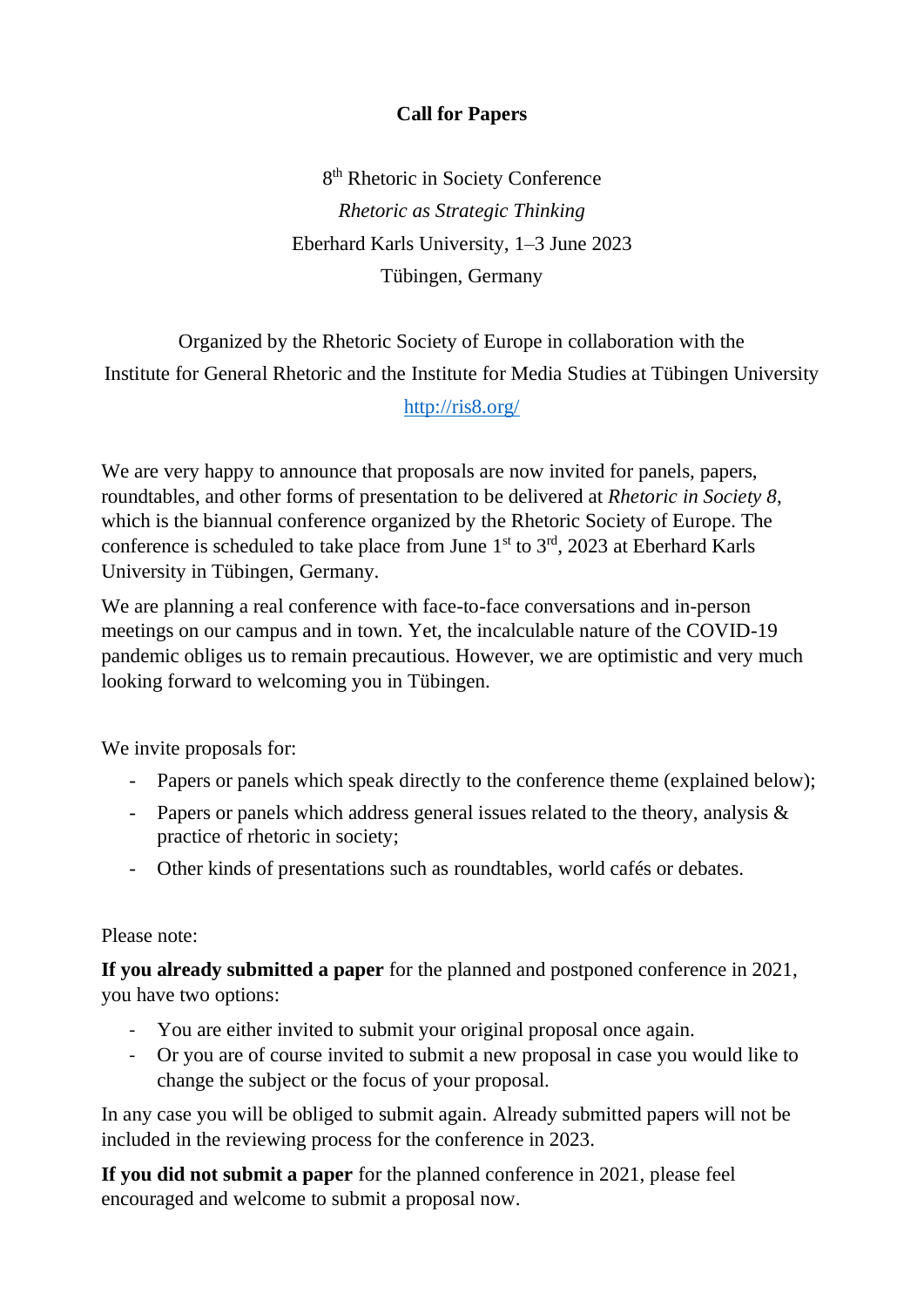# Call for Papers

8th Rhetoric in Society Conference

*Rhetoric as Strategic Thinking*

Eberhard Karls University, 1–3 June 2023

Tübingen, Germany

Organized by the Rhetoric Society of Europe in collaboration with the Institute for General Rhetoric and the Institute for Media Studies at Tübingen University

http://ris8.org/

We are very happy to announce that proposals are now invited for panels, papers, roundtables, and other forms of presentation to be delivered at *Rhetoric in Society 8*, which is the biannual conference organized by the Rhetoric Society of Europe. The conference is scheduled to take place from June 1st to 3rd, 2023 at Eberhard Karls University in Tübingen, Germany.

We are planning a real conference with face-to-face conversations and in-person meetings on our campus and in town. Yet, the incalculable nature of the COVID-19 pandemic obliges us to remain precautious. However, we are optimistic and very much looking forward to welcoming you in Tübingen.

We invite proposals for:

- Papers or panels which speak directly to the conference theme (explained below);
- Papers or panels which address general issues related to the theory, analysis & practice of rhetoric in society;
- Other kinds of presentations such as roundtables, world cafés or debates.

Please note:

**If you already submitted a paper** for the planned and postponed conference in 2021, you have two options:

- You are either invited to submit your original proposal once again.
- Or you are of course invited to submit a new proposal in case you would like to change the subject or the focus of your proposal.

In any case you will be obliged to submit again. Already submitted papers will not be included in the reviewing process for the conference in 2023.

**If you did not submit a paper** for the planned conference in 2021, please feel encouraged and welcome to submit a proposal now.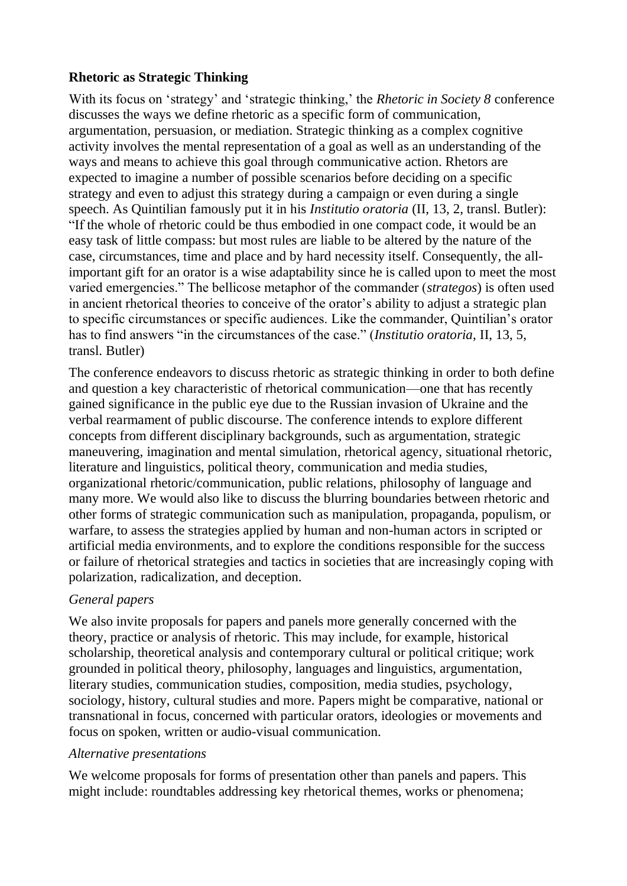## Rhetoric as Strategic Thinking

With its focus on 'strategy' and 'strategic thinking,' the *Rhetoric in Society 8* conference discusses the ways we define rhetoric as a specific form of communication, argumentation, persuasion, or mediation. Strategic thinking as a complex cognitive activity involves the mental representation of a goal as well as an understanding of the ways and means to achieve this goal through communicative action. Rhetors are expected to imagine a number of possible scenarios before deciding on a specific strategy and even to adjust this strategy during a campaign or even during a single speech. As Quintilian famously put it in his *Institutio oratoria* (II, 13, 2, transl. Butler): "If the whole of rhetoric could be thus embodied in one compact code, it would be an easy task of little compass: but most rules are liable to be altered by the nature of the case, circumstances, time and place and by hard necessity itself. Consequently, the all-important gift for an orator is a wise adaptability since he is called upon to meet the most varied emergencies." The bellicose metaphor of the commander (*strategos*) is often used in ancient rhetorical theories to conceive of the orator's ability to adjust a strategic plan to specific circumstances or specific audiences. Like the commander, Quintilian's orator has to find answers "in the circumstances of the case." (*Institutio oratoria*, II, 13, 5, transl. Butler)

The conference endeavors to discuss rhetoric as strategic thinking in order to both define and question a key characteristic of rhetorical communication—one that has recently gained significance in the public eye due to the Russian invasion of Ukraine and the verbal rearmament of public discourse. The conference intends to explore different concepts from different disciplinary backgrounds, such as argumentation, strategic maneuvering, imagination and mental simulation, rhetorical agency, situational rhetoric, literature and linguistics, political theory, communication and media studies, organizational rhetoric/communication, public relations, philosophy of language and many more. We would also like to discuss the blurring boundaries between rhetoric and other forms of strategic communication such as manipulation, propaganda, populism, or warfare, to assess the strategies applied by human and non-human actors in scripted or artificial media environments, and to explore the conditions responsible for the success or failure of rhetorical strategies and tactics in societies that are increasingly coping with polarization, radicalization, and deception.

### *General papers*

We also invite proposals for papers and panels more generally concerned with the theory, practice or analysis of rhetoric. This may include, for example, historical scholarship, theoretical analysis and contemporary cultural or political critique; work grounded in political theory, philosophy, languages and linguistics, argumentation, literary studies, communication studies, composition, media studies, psychology, sociology, history, cultural studies and more. Papers might be comparative, national or transnational in focus, concerned with particular orators, ideologies or movements and focus on spoken, written or audio-visual communication.

### *Alternative presentations*

We welcome proposals for forms of presentation other than panels and papers. This might include: roundtables addressing key rhetorical themes, works or phenomena;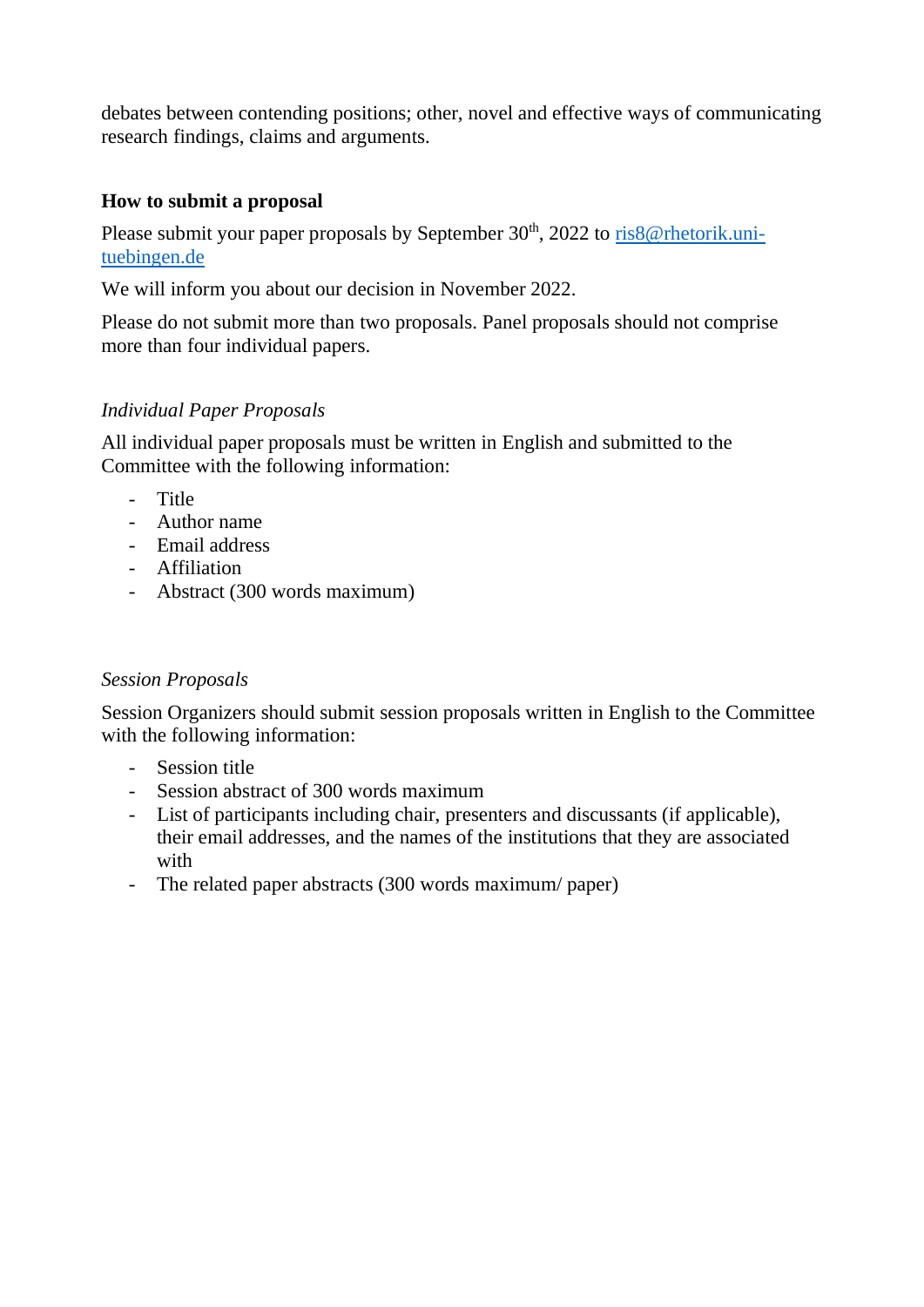debates between contending positions; other, novel and effective ways of communicating research findings, claims and arguments.

### How to submit a proposal

Please submit your paper proposals by September 30th, 2022 to [ris8@rhetorik.uni-tuebingen.de](mailto:ris8@rhetorik.uni-tuebingen.de)

We will inform you about our decision in November 2022.

Please do not submit more than two proposals. Panel proposals should not comprise more than four individual papers.

#### *Individual Paper Proposals*

All individual paper proposals must be written in English and submitted to the Committee with the following information:

- Title
- Author name
- Email address
- Affiliation
- Abstract (300 words maximum)

#### *Session Proposals*

Session Organizers should submit session proposals written in English to the Committee with the following information:

- Session title
- Session abstract of 300 words maximum
- List of participants including chair, presenters and discussants (if applicable), their email addresses, and the names of the institutions that they are associated with
- The related paper abstracts (300 words maximum/ paper)